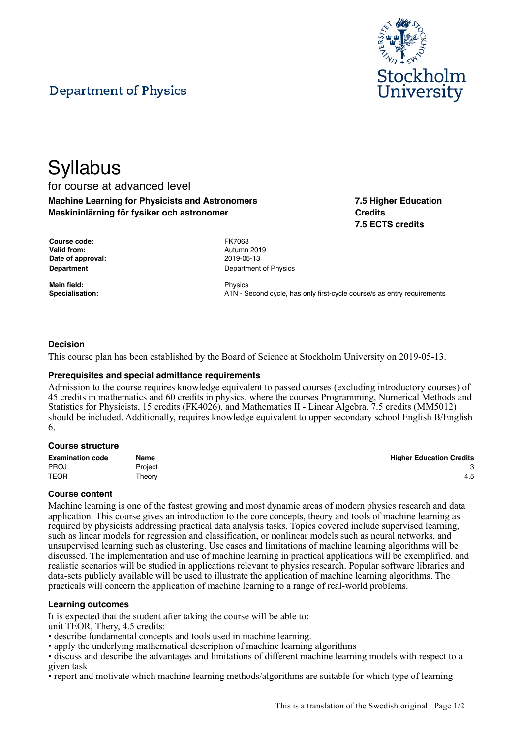Department of Physics

# Syllabus

for course at advanced level

**Machine Learning for Physicists and Astronomers**
**Maskininlärning för fysiker och astronomer**

**7.5 Higher Education Credits**
**7.5 ECTS credits**

| | |
|---|---|
| **Course code:** | FK7068 |
| **Valid from:** | Autumn 2019 |
| **Date of approval:** | 2019-05-13 |
| **Department** | Department of Physics |
| **Main field:** | Physics |
| **Specialisation:** | A1N - Second cycle, has only first-cycle course/s as entry requirements |

### Decision

This course plan has been established by the Board of Science at Stockholm University on 2019-05-13.

### Prerequisites and special admittance requirements

Admission to the course requires knowledge equivalent to passed courses (excluding introductory courses) of 45 credits in mathematics and 60 credits in physics, where the courses Programming, Numerical Methods and Statistics for Physicists, 15 credits (FK4026), and Mathematics II - Linear Algebra, 7.5 credits (MM5012) should be included. Additionally, requires knowledge equivalent to upper secondary school English B/English 6.

### Course structure

| Examination code | Name | Higher Education Credits |
|---|---|---|
| PROJ | Project | 3 |
| TEOR | Theory | 4.5 |

### Course content

Machine learning is one of the fastest growing and most dynamic areas of modern physics research and data application. This course gives an introduction to the core concepts, theory and tools of machine learning as required by physicists addressing practical data analysis tasks. Topics covered include supervised learning, such as linear models for regression and classification, or nonlinear models such as neural networks, and unsupervised learning such as clustering. Use cases and limitations of machine learning algorithms will be discussed. The implementation and use of machine learning in practical applications will be exemplified, and realistic scenarios will be studied in applications relevant to physics research. Popular software libraries and data-sets publicly available will be used to illustrate the application of machine learning algorithms. The practicals will concern the application of machine learning to a range of real-world problems.

### Learning outcomes

It is expected that the student after taking the course will be able to:
unit TEOR, Thery, 4.5 credits:

- describe fundamental concepts and tools used in machine learning.
- apply the underlying mathematical description of machine learning algorithms
- discuss and describe the advantages and limitations of different machine learning models with respect to a given task
- report and motivate which machine learning methods/algorithms are suitable for which type of learning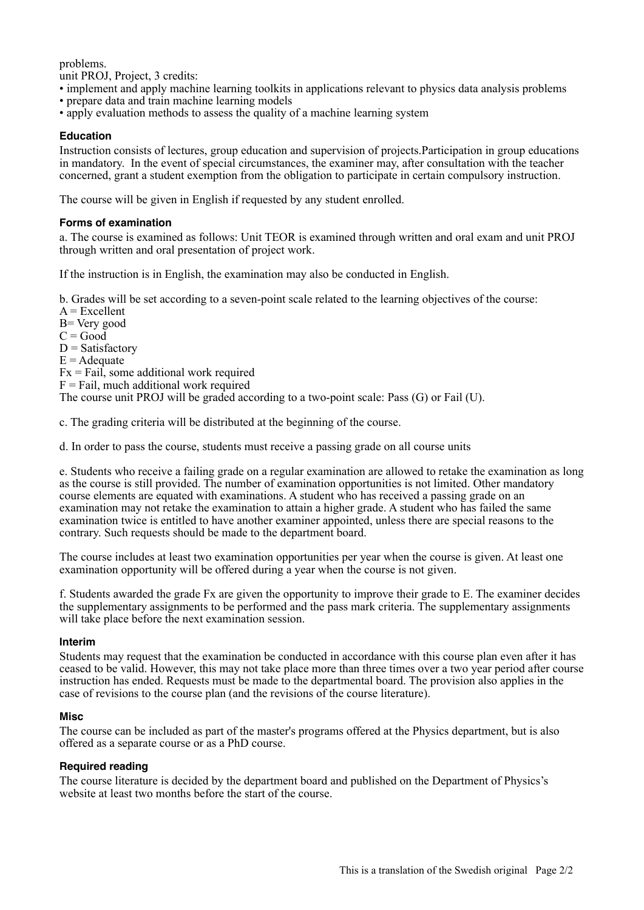problems.

unit PROJ, Project, 3 credits:

- implement and apply machine learning toolkits in applications relevant to physics data analysis problems
- prepare data and train machine learning models
- apply evaluation methods to assess the quality of a machine learning system

### Education

Instruction consists of lectures, group education and supervision of projects.Participation in group educations in mandatory. In the event of special circumstances, the examiner may, after consultation with the teacher concerned, grant a student exemption from the obligation to participate in certain compulsory instruction.

The course will be given in English if requested by any student enrolled.

### Forms of examination

a. The course is examined as follows: Unit TEOR is examined through written and oral exam and unit PROJ through written and oral presentation of project work.

If the instruction is in English, the examination may also be conducted in English.

b. Grades will be set according to a seven-point scale related to the learning objectives of the course:
A = Excellent
B= Very good
C = Good
D = Satisfactory
E = Adequate
Fx = Fail, some additional work required
F = Fail, much additional work required
The course unit PROJ will be graded according to a two-point scale: Pass (G) or Fail (U).

c. The grading criteria will be distributed at the beginning of the course.

d. In order to pass the course, students must receive a passing grade on all course units

e. Students who receive a failing grade on a regular examination are allowed to retake the examination as long as the course is still provided. The number of examination opportunities is not limited. Other mandatory course elements are equated with examinations. A student who has received a passing grade on an examination may not retake the examination to attain a higher grade. A student who has failed the same examination twice is entitled to have another examiner appointed, unless there are special reasons to the contrary. Such requests should be made to the department board.

The course includes at least two examination opportunities per year when the course is given. At least one examination opportunity will be offered during a year when the course is not given.

f. Students awarded the grade Fx are given the opportunity to improve their grade to E. The examiner decides the supplementary assignments to be performed and the pass mark criteria. The supplementary assignments will take place before the next examination session.

### Interim

Students may request that the examination be conducted in accordance with this course plan even after it has ceased to be valid. However, this may not take place more than three times over a two year period after course instruction has ended. Requests must be made to the departmental board. The provision also applies in the case of revisions to the course plan (and the revisions of the course literature).

### Misc

The course can be included as part of the master's programs offered at the Physics department, but is also offered as a separate course or as a PhD course.

### Required reading

The course literature is decided by the department board and published on the Department of Physics's website at least two months before the start of the course.

This is a translation of the Swedish original